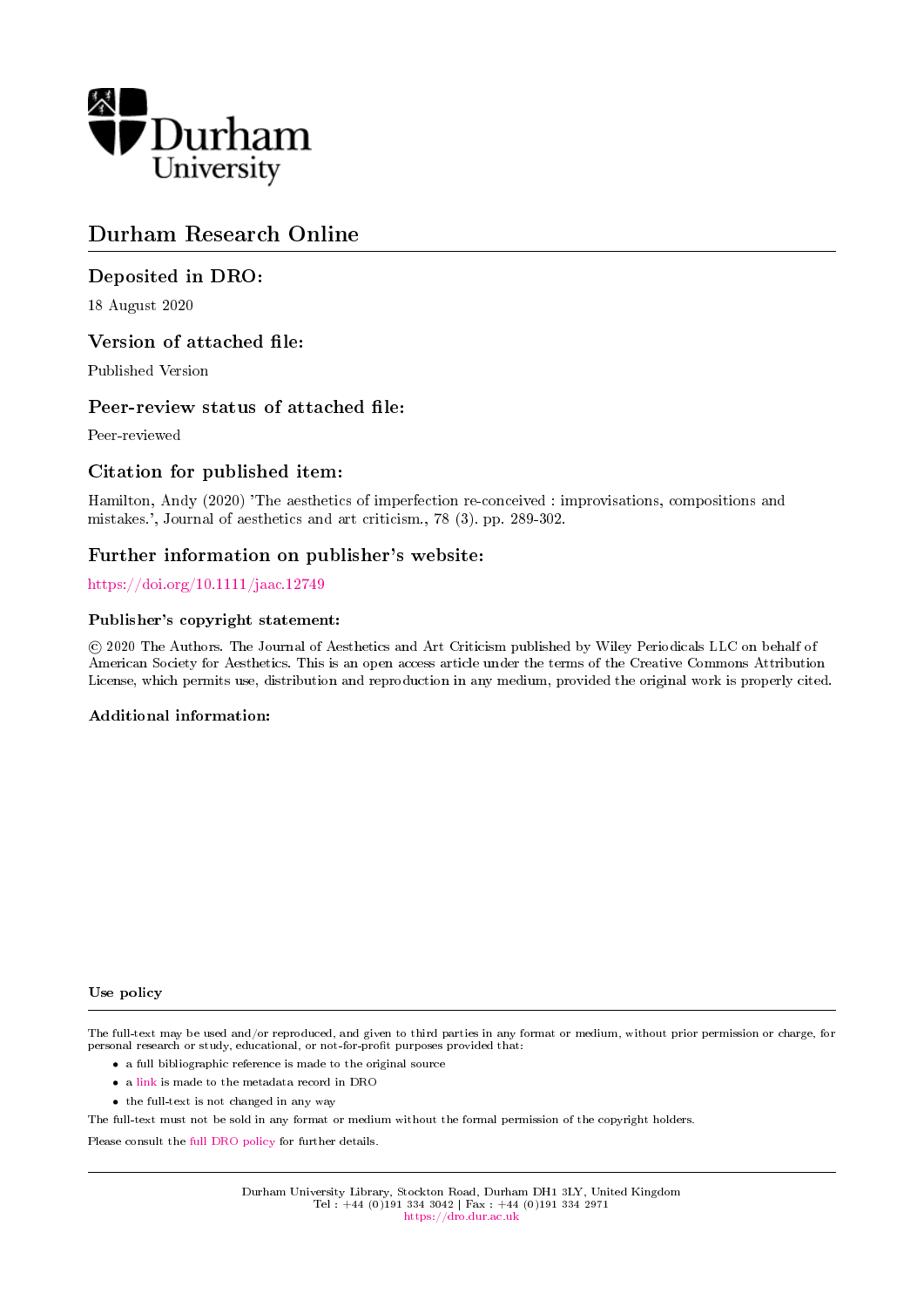Durham University

# Durham Research Online

## Deposited in DRO:

18 August 2020

## Version of attached file:

Published Version

## Peer-review status of attached file:

Peer-reviewed

## Citation for published item:

Hamilton, Andy (2020) 'The aesthetics of imperfection re-conceived : improvisations, compositions and mistakes.', Journal of aesthetics and art criticism., 78 (3). pp. 289-302.

## Further information on publisher's website:

https://doi.org/10.1111/jaac.12749

### Publisher's copyright statement:

© 2020 The Authors. The Journal of Aesthetics and Art Criticism published by Wiley Periodicals LLC on behalf of American Society for Aesthetics. This is an open access article under the terms of the Creative Commons Attribution License, which permits use, distribution and reproduction in any medium, provided the original work is properly cited.

### Additional information:

#### Use policy

The full-text may be used and/or reproduced, and given to third parties in any format or medium, without prior permission or charge, for personal research or study, educational, or not-for-profit purposes provided that:

- a full bibliographic reference is made to the original source
- a link is made to the metadata record in DRO
- the full-text is not changed in any way

The full-text must not be sold in any format or medium without the formal permission of the copyright holders.

Please consult the full DRO policy for further details.

Durham University Library, Stockton Road, Durham DH1 3LY, United Kingdom
Tel : +44 (0)191 334 3042 | Fax : +44 (0)191 334 2971
https://dro.dur.ac.uk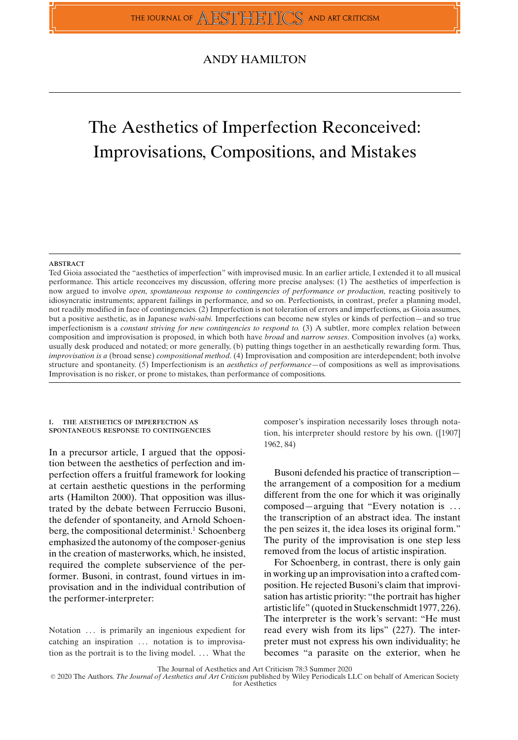ANDY HAMILTON

# The Aesthetics of Imperfection Reconceived: Improvisations, Compositions, and Mistakes

### ABSTRACT

Ted Gioia associated the "aesthetics of imperfection" with improvised music. In an earlier article, I extended it to all musical performance. This article reconceives my discussion, offering more precise analyses: (1) The aesthetics of imperfection is now argued to involve *open, spontaneous response to contingencies of performance or production,* reacting positively to idiosyncratic instruments; apparent failings in performance, and so on. Perfectionists, in contrast, prefer a planning model, not readily modified in face of contingencies. (2) Imperfection is not toleration of errors and imperfections, as Gioia assumes, but a positive aesthetic, as in Japanese *wabi-sabi.* Imperfections can become new styles or kinds of perfection—and so true imperfectionism is a *constant striving for new contingencies to respond to.* (3) A subtler, more complex relation between composition and improvisation is proposed, in which both have *broad* and *narrow senses*. Composition involves (a) works, usually desk produced and notated; or more generally, (b) putting things together in an aesthetically rewarding form. Thus, *improvisation is a* (broad sense) *compositional method*. (4) Improvisation and composition are interdependent; both involve structure and spontaneity. (5) Imperfectionism is an *aesthetics of performance*—of compositions as well as improvisations. Improvisation is no risker, or prone to mistakes, than performance of compositions.

## I. THE AESTHETICS OF IMPERFECTION AS SPONTANEOUS RESPONSE TO CONTINGENCIES

In a precursor article, I argued that the opposition between the aesthetics of perfection and imperfection offers a fruitful framework for looking at certain aesthetic questions in the performing arts (Hamilton 2000). That opposition was illustrated by the debate between Ferruccio Busoni, the defender of spontaneity, and Arnold Schoenberg, the compositional determinist.[1] Schoenberg emphasized the autonomy of the composer-genius in the creation of masterworks, which, he insisted, required the complete subservience of the performer. Busoni, in contrast, found virtues in improvisation and in the individual contribution of the performer-interpreter:

> Notation ... is primarily an ingenious expedient for catching an inspiration ... notation is to improvisation as the portrait is to the living model. ... What the composer's inspiration necessarily loses through notation, his interpreter should restore by his own. ([1907] 1962, 84)

Busoni defended his practice of transcription—the arrangement of a composition for a medium different from the one for which it was originally composed—arguing that "Every notation is ... the transcription of an abstract idea. The instant the pen seizes it, the idea loses its original form." The purity of the improvisation is one step less removed from the locus of artistic inspiration.

For Schoenberg, in contrast, there is only gain in working up an improvisation into a crafted composition. He rejected Busoni's claim that improvisation has artistic priority: "the portrait has higher artistic life" (quoted in Stuckenschmidt 1977, 226). The interpreter is the work's servant: "He must read every wish from its lips" (227). The interpreter must not express his own individuality; he becomes "a parasite on the exterior, when he

© 2020 The Authors. *The Journal of Aesthetics and Art Criticism* published by Wiley Periodicals LLC on behalf of American Society for Aesthetics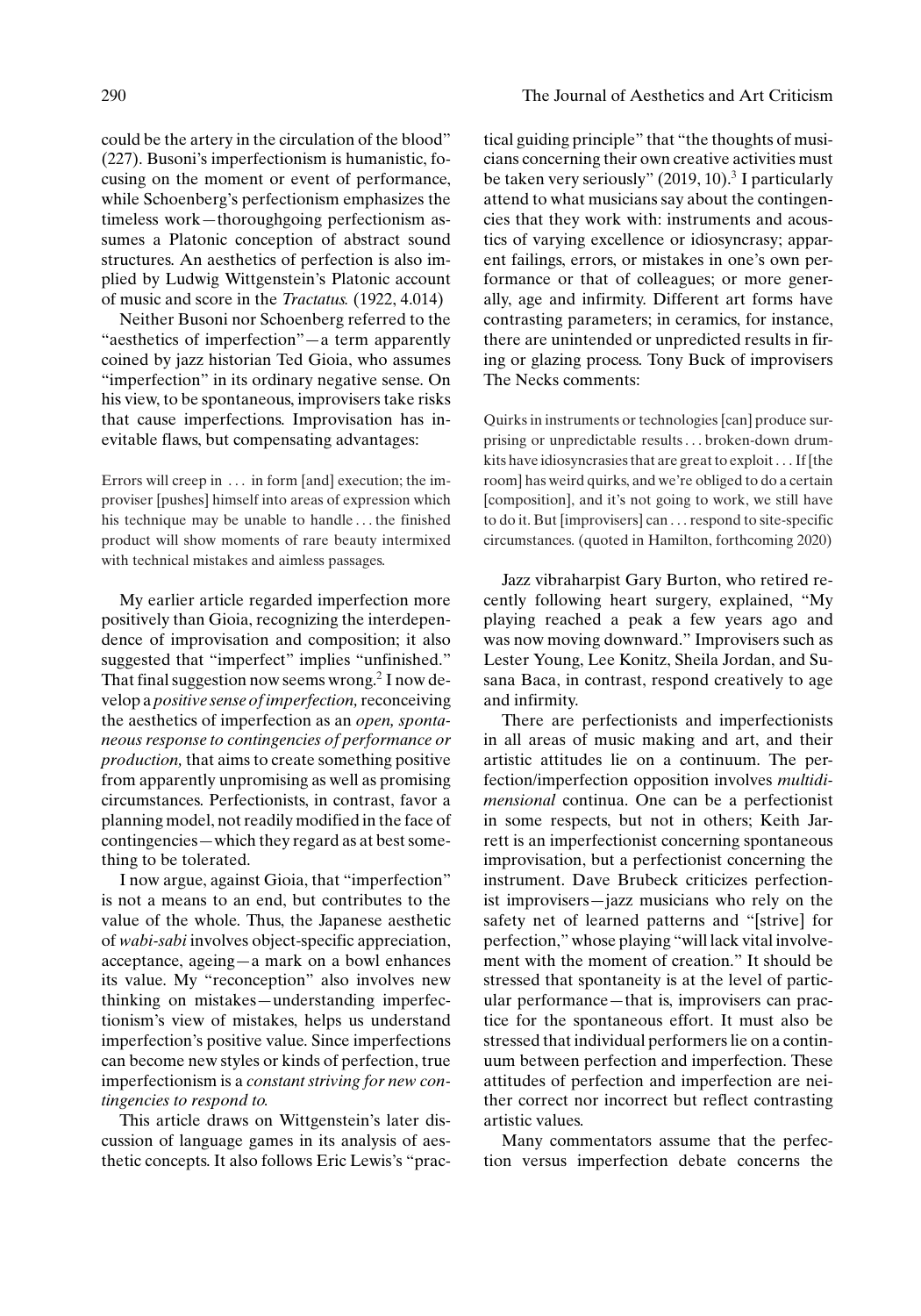could be the artery in the circulation of the blood" (227). Busoni's imperfectionism is humanistic, focusing on the moment or event of performance, while Schoenberg's perfectionism emphasizes the timeless work—thoroughgoing perfectionism assumes a Platonic conception of abstract sound structures. An aesthetics of perfection is also implied by Ludwig Wittgenstein's Platonic account of music and score in the *Tractatus.* (1922, 4.014)

Neither Busoni nor Schoenberg referred to the "aesthetics of imperfection"—a term apparently coined by jazz historian Ted Gioia, who assumes "imperfection" in its ordinary negative sense. On his view, to be spontaneous, improvisers take risks that cause imperfections. Improvisation has inevitable flaws, but compensating advantages:

> Errors will creep in ... in form [and] execution; the improviser [pushes] himself into areas of expression which his technique may be unable to handle ... the finished product will show moments of rare beauty intermixed with technical mistakes and aimless passages.

My earlier article regarded imperfection more positively than Gioia, recognizing the interdependence of improvisation and composition; it also suggested that "imperfect" implies "unfinished." That final suggestion now seems wrong.[2] I now develop a *positive sense of imperfection,* reconceiving the aesthetics of imperfection as an *open, spontaneous response to contingencies of performance or production,* that aims to create something positive from apparently unpromising as well as promising circumstances. Perfectionists, in contrast, favor a planning model, not readily modified in the face of contingencies—which they regard as at best something to be tolerated.

I now argue, against Gioia, that "imperfection" is not a means to an end, but contributes to the value of the whole. Thus, the Japanese aesthetic of *wabi-sabi* involves object-specific appreciation, acceptance, ageing—a mark on a bowl enhances its value. My "reconception" also involves new thinking on mistakes—understanding imperfectionism's view of mistakes, helps us understand imperfection's positive value. Since imperfections can become new styles or kinds of perfection, true imperfectionism is a *constant striving for new contingencies to respond to.*

This article draws on Wittgenstein's later discussion of language games in its analysis of aesthetic concepts. It also follows Eric Lewis's "practical guiding principle" that "the thoughts of musicians concerning their own creative activities must be taken very seriously" (2019, 10).[3] I particularly attend to what musicians say about the contingencies that they work with: instruments and acoustics of varying excellence or idiosyncrasy; apparent failings, errors, or mistakes in one's own performance or that of colleagues; or more generally, age and infirmity. Different art forms have contrasting parameters; in ceramics, for instance, there are unintended or unpredicted results in firing or glazing process. Tony Buck of improvisers The Necks comments:

> Quirks in instruments or technologies [can] produce surprising or unpredictable results ... broken-down drumkits have idiosyncrasies that are great to exploit ... If [the room] has weird quirks, and we're obliged to do a certain [composition], and it's not going to work, we still have to do it. But [improvisers] can ... respond to site-specific circumstances. (quoted in Hamilton, forthcoming 2020)

Jazz vibraharpist Gary Burton, who retired recently following heart surgery, explained, "My playing reached a peak a few years ago and was now moving downward." Improvisers such as Lester Young, Lee Konitz, Sheila Jordan, and Susana Baca, in contrast, respond creatively to age and infirmity.

There are perfectionists and imperfectionists in all areas of music making and art, and their artistic attitudes lie on a continuum. The perfection/imperfection opposition involves *multidimensional* continua. One can be a perfectionist in some respects, but not in others; Keith Jarrett is an imperfectionist concerning spontaneous improvisation, but a perfectionist concerning the instrument. Dave Brubeck criticizes perfectionist improvisers—jazz musicians who rely on the safety net of learned patterns and "[strive] for perfection," whose playing "will lack vital involvement with the moment of creation." It should be stressed that spontaneity is at the level of particular performance—that is, improvisers can practice for the spontaneous effort. It must also be stressed that individual performers lie on a continuum between perfection and imperfection. These attitudes of perfection and imperfection are neither correct nor incorrect but reflect contrasting artistic values.

Many commentators assume that the perfection versus imperfection debate concerns the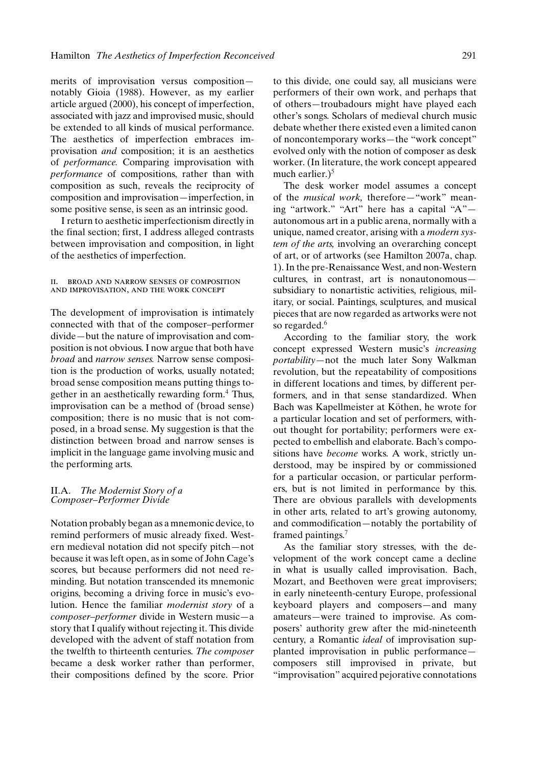merits of improvisation versus composition—notably Gioia (1988). However, as my earlier article argued (2000), his concept of imperfection, associated with jazz and improvised music, should be extended to all kinds of musical performance. The aesthetics of imperfection embraces improvisation *and* composition; it is an aesthetics of *performance*. Comparing improvisation with *performance* of compositions, rather than with composition as such, reveals the reciprocity of composition and improvisation—imperfection, in some positive sense, is seen as an intrinsic good.

I return to aesthetic imperfectionism directly in the final section; first, I address alleged contrasts between improvisation and composition, in light of the aesthetics of imperfection.

## II. BROAD AND NARROW SENSES OF COMPOSITION AND IMPROVISATION, AND THE WORK CONCEPT

The development of improvisation is intimately connected with that of the composer–performer divide—but the nature of improvisation and composition is not obvious. I now argue that both have *broad* and *narrow senses.* Narrow sense composition is the production of works, usually notated; broad sense composition means putting things together in an aesthetically rewarding form.[4] Thus, improvisation can be a method of (broad sense) composition; there is no music that is not composed, in a broad sense. My suggestion is that the distinction between broad and narrow senses is implicit in the language game involving music and the performing arts.

### II.A. *The Modernist Story of a Composer–Performer Divide*

Notation probably began as a mnemonic device, to remind performers of music already fixed. Western medieval notation did not specify pitch—not because it was left open, as in some of John Cage's scores, but because performers did not need reminding. But notation transcended its mnemonic origins, becoming a driving force in music's evolution. Hence the familiar *modernist story* of a *composer–performer* divide in Western music—a story that I qualify without rejecting it. This divide developed with the advent of staff notation from the twelfth to thirteenth centuries. *The composer* became a desk worker rather than performer, their compositions defined by the score. Prior to this divide, one could say, all musicians were performers of their own work, and perhaps that of others—troubadours might have played each other's songs. Scholars of medieval church music debate whether there existed even a limited canon of noncontemporary works—the "work concept" evolved only with the notion of composer as desk worker. (In literature, the work concept appeared much earlier.)[5]

The desk worker model assumes a concept of the *musical work,* therefore—"work" meaning "artwork." "Art" here has a capital "A"—autonomous art in a public arena, normally with a unique, named creator, arising with a *modern system of the arts,* involving an overarching concept of art, or of artworks (see Hamilton 2007a, chap. 1). In the pre-Renaissance West, and non-Western cultures, in contrast, art is nonautonomous—subsidiary to nonartistic activities, religious, military, or social. Paintings, sculptures, and musical pieces that are now regarded as artworks were not so regarded.[6]

According to the familiar story, the work concept expressed Western music's *increasing portability*—not the much later Sony Walkman revolution, but the repeatability of compositions in different locations and times, by different performers, and in that sense standardized. When Bach was Kapellmeister at Köthen, he wrote for a particular location and set of performers, without thought for portability; performers were expected to embellish and elaborate. Bach's compositions have *become* works. A work, strictly understood, may be inspired by or commissioned for a particular occasion, or particular performers, but is not limited in performance by this. There are obvious parallels with developments in other arts, related to art's growing autonomy, and commodification—notably the portability of framed paintings.[7]

As the familiar story stresses, with the development of the work concept came a decline in what is usually called improvisation. Bach, Mozart, and Beethoven were great improvisers; in early nineteenth-century Europe, professional keyboard players and composers—and many amateurs—were trained to improvise. As composers' authority grew after the mid-nineteenth century, a Romantic *ideal* of improvisation supplanted improvisation in public performance—composers still improvised in private, but "improvisation" acquired pejorative connotations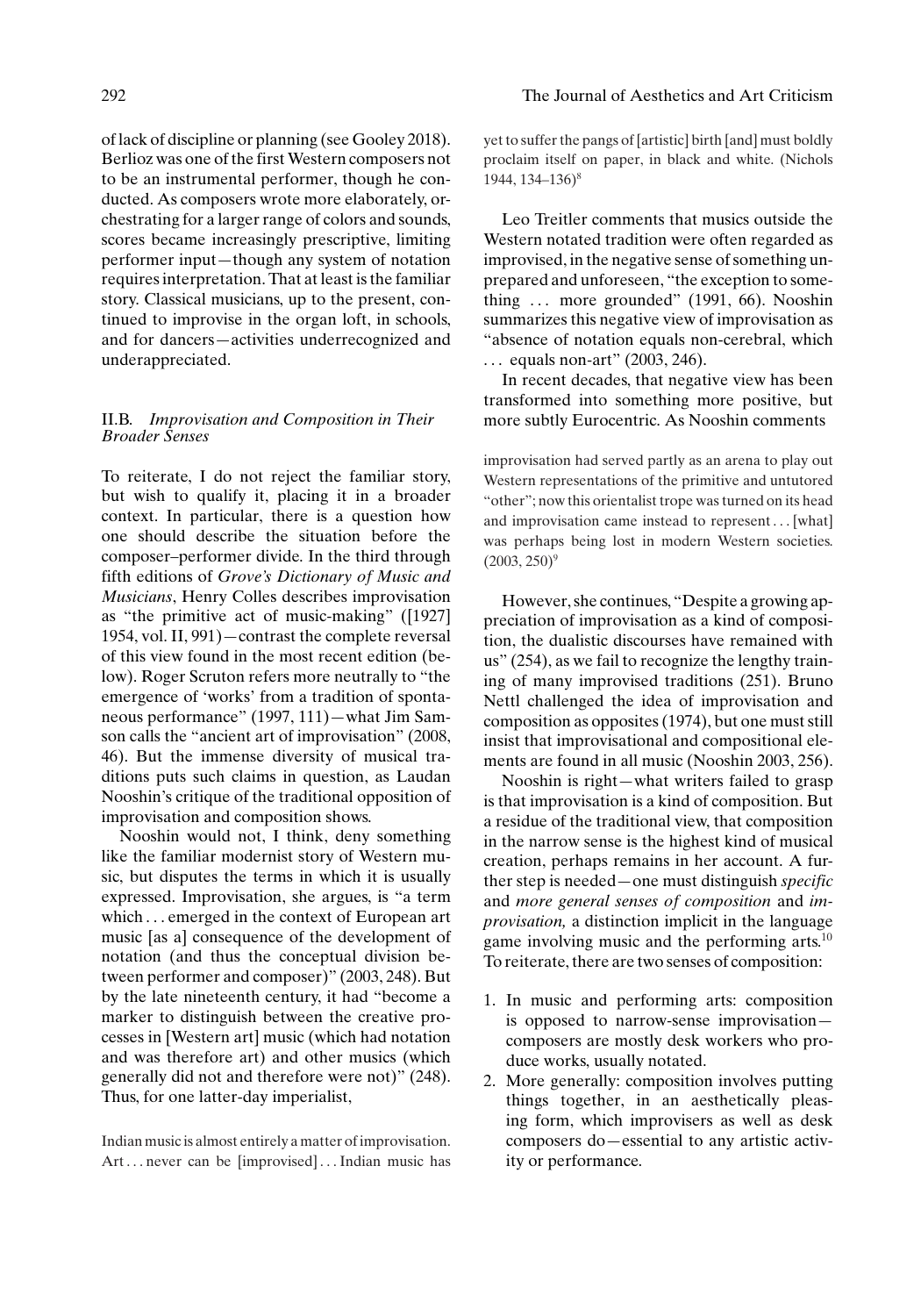of lack of discipline or planning (see Gooley 2018). Berlioz was one of the first Western composers not to be an instrumental performer, though he conducted. As composers wrote more elaborately, orchestrating for a larger range of colors and sounds, scores became increasingly prescriptive, limiting performer input—though any system of notation requires interpretation. That at least is the familiar story. Classical musicians, up to the present, continued to improvise in the organ loft, in schools, and for dancers—activities underrecognized and underappreciated.

## II.B. *Improvisation and Composition in Their Broader Senses*

To reiterate, I do not reject the familiar story, but wish to qualify it, placing it in a broader context. In particular, there is a question how one should describe the situation before the composer–performer divide. In the third through fifth editions of *Grove's Dictionary of Music and Musicians*, Henry Colles describes improvisation as "the primitive act of music-making" ([1927] 1954, vol. II, 991)—contrast the complete reversal of this view found in the most recent edition (below). Roger Scruton refers more neutrally to "the emergence of 'works' from a tradition of spontaneous performance" (1997, 111)—what Jim Samson calls the "ancient art of improvisation" (2008, 46). But the immense diversity of musical traditions puts such claims in question, as Laudan Nooshin's critique of the traditional opposition of improvisation and composition shows.

Nooshin would not, I think, deny something like the familiar modernist story of Western music, but disputes the terms in which it is usually expressed. Improvisation, she argues, is "a term which . . . emerged in the context of European art music [as a] consequence of the development of notation (and thus the conceptual division between performer and composer)" (2003, 248). But by the late nineteenth century, it had "become a marker to distinguish between the creative processes in [Western art] music (which had notation and was therefore art) and other musics (which generally did not and therefore were not)" (248). Thus, for one latter-day imperialist,

> Indian music is almost entirely a matter of improvisation. Art . . . never can be [improvised] . . . Indian music has yet to suffer the pangs of [artistic] birth [and] must boldly proclaim itself on paper, in black and white. (Nichols 1944, 134–136)[8]

Leo Treitler comments that musics outside the Western notated tradition were often regarded as improvised, in the negative sense of something unprepared and unforeseen, "the exception to something . . . more grounded" (1991, 66). Nooshin summarizes this negative view of improvisation as "absence of notation equals non-cerebral, which . . . equals non-art" (2003, 246).

In recent decades, that negative view has been transformed into something more positive, but more subtly Eurocentric. As Nooshin comments

> improvisation had served partly as an arena to play out Western representations of the primitive and untutored "other"; now this orientalist trope was turned on its head and improvisation came instead to represent . . . [what] was perhaps being lost in modern Western societies. (2003, 250)[9]

However, she continues, "Despite a growing appreciation of improvisation as a kind of composition, the dualistic discourses have remained with us" (254), as we fail to recognize the lengthy training of many improvised traditions (251). Bruno Nettl challenged the idea of improvisation and composition as opposites (1974), but one must still insist that improvisational and compositional elements are found in all music (Nooshin 2003, 256).

Nooshin is right—what writers failed to grasp is that improvisation is a kind of composition. But a residue of the traditional view, that composition in the narrow sense is the highest kind of musical creation, perhaps remains in her account. A further step is needed—one must distinguish *specific* and *more general senses of composition* and *improvisation,* a distinction implicit in the language game involving music and the performing arts.[10] To reiterate, there are two senses of composition:

1. In music and performing arts: composition is opposed to narrow-sense improvisation—composers are mostly desk workers who produce works, usually notated.
2. More generally: composition involves putting things together, in an aesthetically pleasing form, which improvisers as well as desk composers do—essential to any artistic activity or performance.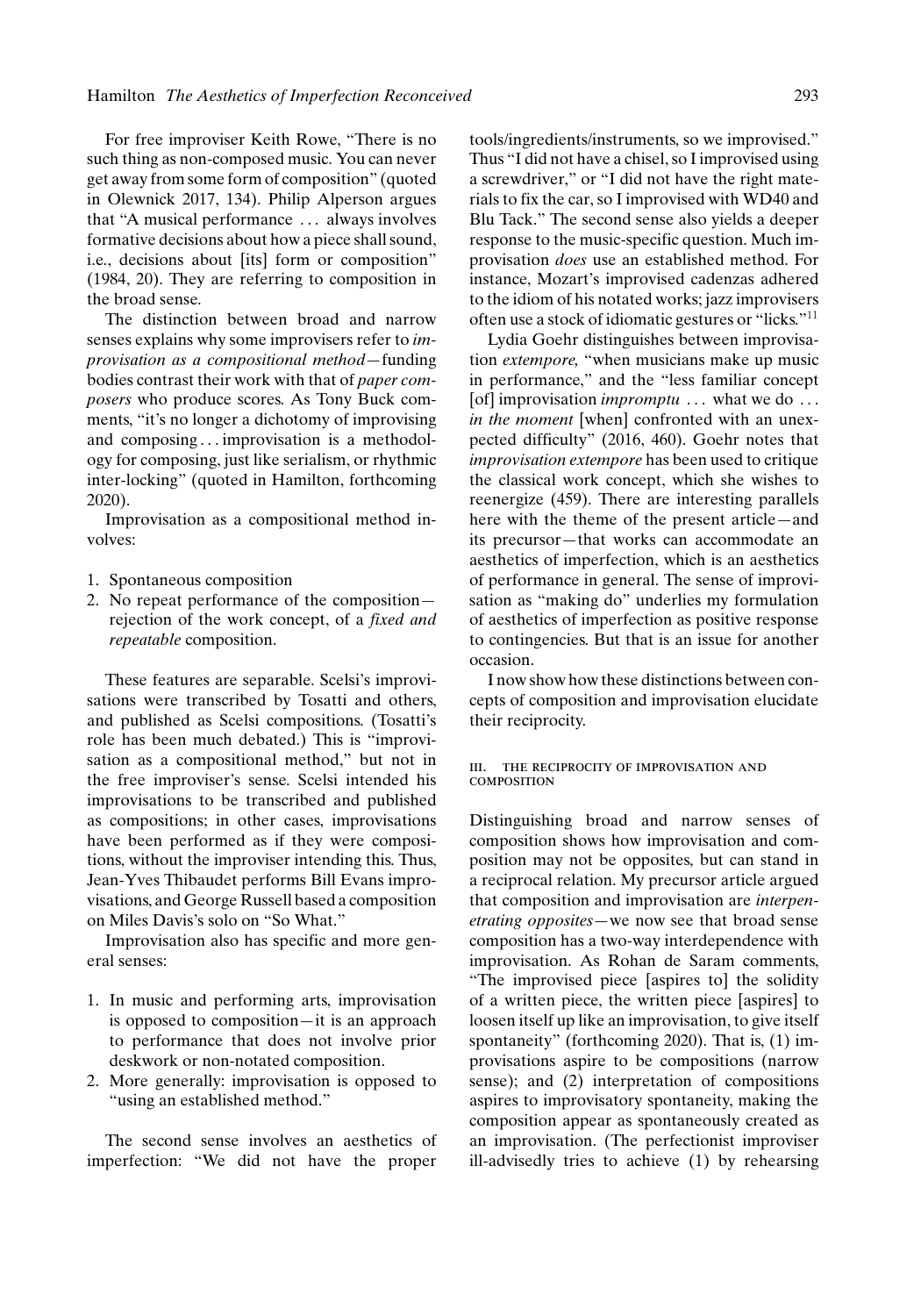For free improviser Keith Rowe, "There is no such thing as non-composed music. You can never get away from some form of composition" (quoted in Olewnick 2017, 134). Philip Alperson argues that "A musical performance . . . always involves formative decisions about how a piece shall sound, i.e., decisions about [its] form or composition" (1984, 20). They are referring to composition in the broad sense.

The distinction between broad and narrow senses explains why some improvisers refer to *improvisation as a compositional method*—funding bodies contrast their work with that of *paper composers* who produce scores. As Tony Buck comments, "it's no longer a dichotomy of improvising and composing . . . improvisation is a methodology for composing, just like serialism, or rhythmic inter-locking" (quoted in Hamilton, forthcoming 2020).

Improvisation as a compositional method involves:

1. Spontaneous composition
2. No repeat performance of the composition—rejection of the work concept, of a *fixed and repeatable* composition.

These features are separable. Scelsi's improvisations were transcribed by Tosatti and others, and published as Scelsi compositions. (Tosatti's role has been much debated.) This is "improvisation as a compositional method," but not in the free improviser's sense. Scelsi intended his improvisations to be transcribed and published as compositions; in other cases, improvisations have been performed as if they were compositions, without the improviser intending this. Thus, Jean-Yves Thibaudet performs Bill Evans improvisations, and George Russell based a composition on Miles Davis's solo on "So What."

Improvisation also has specific and more general senses:

1. In music and performing arts, improvisation is opposed to composition—it is an approach to performance that does not involve prior deskwork or non-notated composition.
2. More generally: improvisation is opposed to "using an established method."

The second sense involves an aesthetics of imperfection: "We did not have the proper tools/ingredients/instruments, so we improvised." Thus "I did not have a chisel, so I improvised using a screwdriver," or "I did not have the right materials to fix the car, so I improvised with WD40 and Blu Tack." The second sense also yields a deeper response to the music-specific question. Much improvisation *does* use an established method. For instance, Mozart's improvised cadenzas adhered to the idiom of his notated works; jazz improvisers often use a stock of idiomatic gestures or "licks."[11]

Lydia Goehr distinguishes between improvisation *extempore,* "when musicians make up music in performance," and the "less familiar concept [of] improvisation *impromptu* . . . what we do . . . *in the moment* [when] confronted with an unexpected difficulty" (2016, 460). Goehr notes that *improvisation extempore* has been used to critique the classical work concept, which she wishes to reenergize (459). There are interesting parallels here with the theme of the present article—and its precursor—that works can accommodate an aesthetics of imperfection, which is an aesthetics of performance in general. The sense of improvisation as "making do" underlies my formulation of aesthetics of imperfection as positive response to contingencies. But that is an issue for another occasion.

I now show how these distinctions between concepts of composition and improvisation elucidate their reciprocity.

## III. THE RECIPROCITY OF IMPROVISATION AND COMPOSITION

Distinguishing broad and narrow senses of composition shows how improvisation and composition may not be opposites, but can stand in a reciprocal relation. My precursor article argued that composition and improvisation are *interpenetrating opposites*—we now see that broad sense composition has a two-way interdependence with improvisation. As Rohan de Saram comments, "The improvised piece [aspires to] the solidity of a written piece, the written piece [aspires] to loosen itself up like an improvisation, to give itself spontaneity" (forthcoming 2020). That is, (1) improvisations aspire to be compositions (narrow sense); and (2) interpretation of compositions aspires to improvisatory spontaneity, making the composition appear as spontaneously created as an improvisation. (The perfectionist improviser ill-advisedly tries to achieve (1) by rehearsing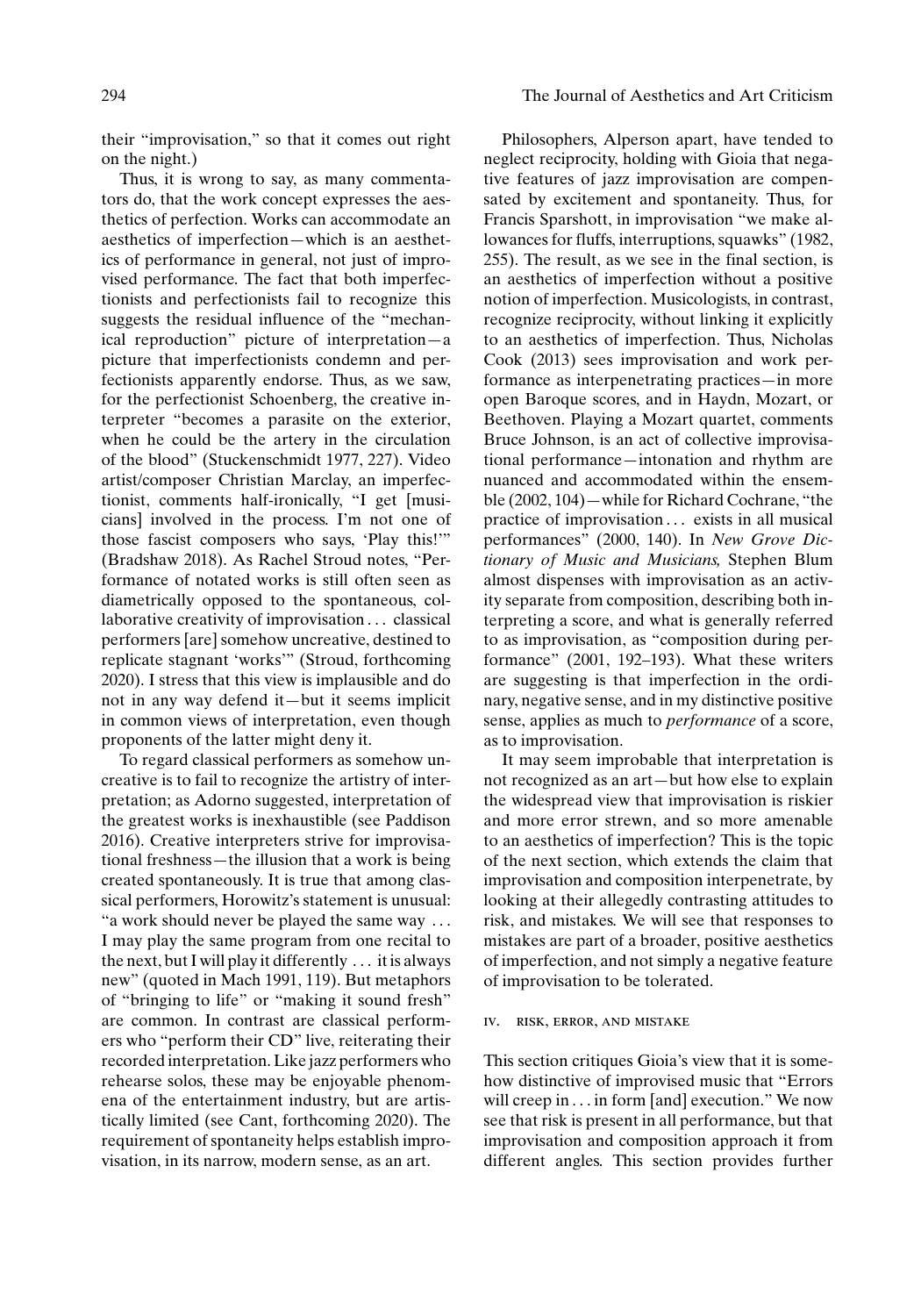their "improvisation," so that it comes out right on the night.)

Thus, it is wrong to say, as many commentators do, that the work concept expresses the aesthetics of perfection. Works can accommodate an aesthetics of imperfection—which is an aesthetics of performance in general, not just of improvised performance. The fact that both imperfectionists and perfectionists fail to recognize this suggests the residual influence of the "mechanical reproduction" picture of interpretation—a picture that imperfectionists condemn and perfectionists apparently endorse. Thus, as we saw, for the perfectionist Schoenberg, the creative interpreter "becomes a parasite on the exterior, when he could be the artery in the circulation of the blood" (Stuckenschmidt 1977, 227). Video artist/composer Christian Marclay, an imperfectionist, comments half-ironically, "I get [musicians] involved in the process. I'm not one of those fascist composers who says, 'Play this!'" (Bradshaw 2018). As Rachel Stroud notes, "Performance of notated works is still often seen as diametrically opposed to the spontaneous, collaborative creativity of improvisation . . . classical performers [are] somehow uncreative, destined to replicate stagnant 'works'" (Stroud, forthcoming 2020). I stress that this view is implausible and do not in any way defend it—but it seems implicit in common views of interpretation, even though proponents of the latter might deny it.

To regard classical performers as somehow uncreative is to fail to recognize the artistry of interpretation; as Adorno suggested, interpretation of the greatest works is inexhaustible (see Paddison 2016). Creative interpreters strive for improvisational freshness—the illusion that a work is being created spontaneously. It is true that among classical performers, Horowitz's statement is unusual: "a work should never be played the same way . . . I may play the same program from one recital to the next, but I will play it differently . . . it is always new" (quoted in Mach 1991, 119). But metaphors of "bringing to life" or "making it sound fresh" are common. In contrast are classical performers who "perform their CD" live, reiterating their recorded interpretation. Like jazz performers who rehearse solos, these may be enjoyable phenomena of the entertainment industry, but are artistically limited (see Cant, forthcoming 2020). The requirement of spontaneity helps establish improvisation, in its narrow, modern sense, as an art.

Philosophers, Alperson apart, have tended to neglect reciprocity, holding with Gioia that negative features of jazz improvisation are compensated by excitement and spontaneity. Thus, for Francis Sparshott, in improvisation "we make allowances for fluffs, interruptions, squawks" (1982, 255). The result, as we see in the final section, is an aesthetics of imperfection without a positive notion of imperfection. Musicologists, in contrast, recognize reciprocity, without linking it explicitly to an aesthetics of imperfection. Thus, Nicholas Cook (2013) sees improvisation and work performance as interpenetrating practices—in more open Baroque scores, and in Haydn, Mozart, or Beethoven. Playing a Mozart quartet, comments Bruce Johnson, is an act of collective improvisational performance—intonation and rhythm are nuanced and accommodated within the ensemble (2002, 104)—while for Richard Cochrane, "the practice of improvisation . . . exists in all musical performances" (2000, 140). In *New Grove Dictionary of Music and Musicians,* Stephen Blum almost dispenses with improvisation as an activity separate from composition, describing both interpreting a score, and what is generally referred to as improvisation, as "composition during performance" (2001, 192–193). What these writers are suggesting is that imperfection in the ordinary, negative sense, and in my distinctive positive sense, applies as much to *performance* of a score, as to improvisation.

It may seem improbable that interpretation is not recognized as an art—but how else to explain the widespread view that improvisation is riskier and more error strewn, and so more amenable to an aesthetics of imperfection? This is the topic of the next section, which extends the claim that improvisation and composition interpenetrate, by looking at their allegedly contrasting attitudes to risk, and mistakes. We will see that responses to mistakes are part of a broader, positive aesthetics of imperfection, and not simply a negative feature of improvisation to be tolerated.

## IV. RISK, ERROR, AND MISTAKE

This section critiques Gioia's view that it is somehow distinctive of improvised music that "Errors will creep in . . . in form [and] execution." We now see that risk is present in all performance, but that improvisation and composition approach it from different angles. This section provides further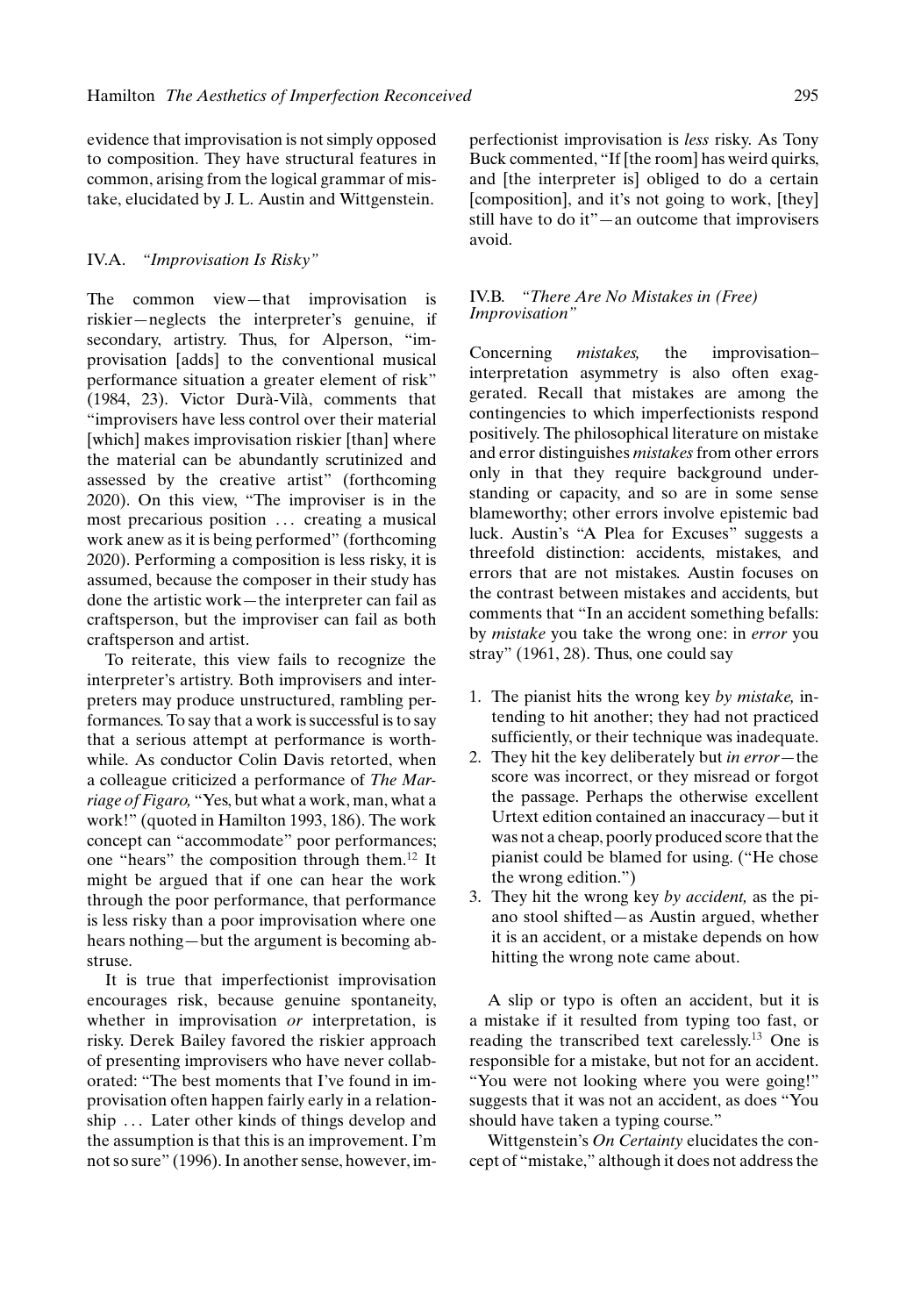evidence that improvisation is not simply opposed to composition. They have structural features in common, arising from the logical grammar of mistake, elucidated by J. L. Austin and Wittgenstein.

### IV.A. *"Improvisation Is Risky"*

The common view—that improvisation is riskier—neglects the interpreter's genuine, if secondary, artistry. Thus, for Alperson, "improvisation [adds] to the conventional musical performance situation a greater element of risk" (1984, 23). Victor Durà-Vilà, comments that "improvisers have less control over their material [which] makes improvisation riskier [than] where the material can be abundantly scrutinized and assessed by the creative artist" (forthcoming 2020). On this view, "The improviser is in the most precarious position ... creating a musical work anew as it is being performed" (forthcoming 2020). Performing a composition is less risky, it is assumed, because the composer in their study has done the artistic work—the interpreter can fail as craftsperson, but the improviser can fail as both craftsperson and artist.

To reiterate, this view fails to recognize the interpreter's artistry. Both improvisers and interpreters may produce unstructured, rambling performances. To say that a work is successful is to say that a serious attempt at performance is worthwhile. As conductor Colin Davis retorted, when a colleague criticized a performance of *The Marriage of Figaro,* "Yes, but what a work, man, what a work!" (quoted in Hamilton 1993, 186). The work concept can "accommodate" poor performances; one "hears" the composition through them.[12] It might be argued that if one can hear the work through the poor performance, that performance is less risky than a poor improvisation where one hears nothing—but the argument is becoming abstruse.

It is true that imperfectionist improvisation encourages risk, because genuine spontaneity, whether in improvisation *or* interpretation, is risky. Derek Bailey favored the riskier approach of presenting improvisers who have never collaborated: "The best moments that I've found in improvisation often happen fairly early in a relationship ... Later other kinds of things develop and the assumption is that this is an improvement. I'm not so sure" (1996). In another sense, however, imperfectionist improvisation is *less* risky. As Tony Buck commented, "If [the room] has weird quirks, and [the interpreter is] obliged to do a certain [composition], and it's not going to work, [they] still have to do it"—an outcome that improvisers avoid.

### IV.B. *"There Are No Mistakes in (Free) Improvisation"*

Concerning *mistakes,* the improvisation–interpretation asymmetry is also often exaggerated. Recall that mistakes are among the contingencies to which imperfectionists respond positively. The philosophical literature on mistake and error distinguishes *mistakes* from other errors only in that they require background understanding or capacity, and so are in some sense blameworthy; other errors involve epistemic bad luck. Austin's "A Plea for Excuses" suggests a threefold distinction: accidents, mistakes, and errors that are not mistakes. Austin focuses on the contrast between mistakes and accidents, but comments that "In an accident something befalls: by *mistake* you take the wrong one: in *error* you stray" (1961, 28). Thus, one could say

1. The pianist hits the wrong key *by mistake,* intending to hit another; they had not practiced sufficiently, or their technique was inadequate.
2. They hit the key deliberately but *in error*—the score was incorrect, or they misread or forgot the passage. Perhaps the otherwise excellent Urtext edition contained an inaccuracy—but it was not a cheap, poorly produced score that the pianist could be blamed for using. ("He chose the wrong edition.")
3. They hit the wrong key *by accident,* as the piano stool shifted—as Austin argued, whether it is an accident, or a mistake depends on how hitting the wrong note came about.

A slip or typo is often an accident, but it is a mistake if it resulted from typing too fast, or reading the transcribed text carelessly.[13] One is responsible for a mistake, but not for an accident. "You were not looking where you were going!" suggests that it was not an accident, as does "You should have taken a typing course."

Wittgenstein's *On Certainty* elucidates the concept of "mistake," although it does not address the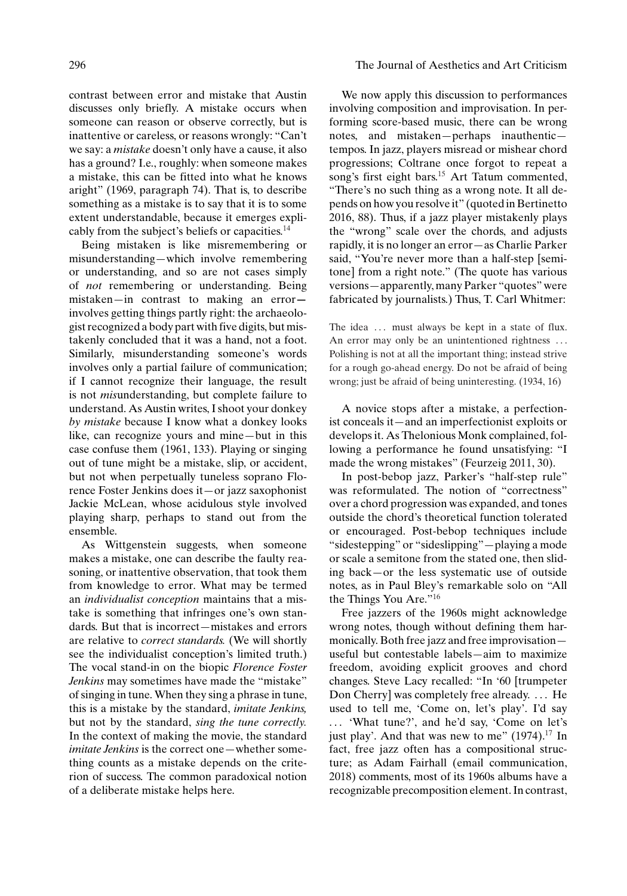contrast between error and mistake that Austin discusses only briefly. A mistake occurs when someone can reason or observe correctly, but is inattentive or careless, or reasons wrongly: "Can't we say: a *mistake* doesn't only have a cause, it also has a ground? I.e., roughly: when someone makes a mistake, this can be fitted into what he knows aright" (1969, paragraph 74). That is, to describe something as a mistake is to say that it is to some extent understandable, because it emerges explicably from the subject's beliefs or capacities.[14]

Being mistaken is like misremembering or misunderstanding—which involve remembering or understanding, and so are not cases simply of *not* remembering or understanding. Being mistaken—in contrast to making an error—involves getting things partly right: the archaeologist recognized a body part with five digits, but mistakenly concluded that it was a hand, not a foot. Similarly, misunderstanding someone's words involves only a partial failure of communication; if I cannot recognize their language, the result is not *mis*understanding, but complete failure to understand. As Austin writes, I shoot your donkey *by mistake* because I know what a donkey looks like, can recognize yours and mine—but in this case confuse them (1961, 133). Playing or singing out of tune might be a mistake, slip, or accident, but not when perpetually tuneless soprano Florence Foster Jenkins does it—or jazz saxophonist Jackie McLean, whose acidulous style involved playing sharp, perhaps to stand out from the ensemble.

As Wittgenstein suggests, when someone makes a mistake, one can describe the faulty reasoning, or inattentive observation, that took them from knowledge to error. What may be termed an *individualist conception* maintains that a mistake is something that infringes one's own standards. But that is incorrect—mistakes and errors are relative to *correct standards.* (We will shortly see the individualist conception's limited truth.) The vocal stand-in on the biopic *Florence Foster Jenkins* may sometimes have made the "mistake" of singing in tune. When they sing a phrase in tune, this is a mistake by the standard, *imitate Jenkins,* but not by the standard, *sing the tune correctly.* In the context of making the movie, the standard *imitate Jenkins* is the correct one—whether something counts as a mistake depends on the criterion of success. The common paradoxical notion of a deliberate mistake helps here.

We now apply this discussion to performances involving composition and improvisation. In performing score-based music, there can be wrong notes, and mistaken—perhaps inauthentic—tempos. In jazz, players misread or mishear chord progressions; Coltrane once forgot to repeat a song's first eight bars.[15] Art Tatum commented, "There's no such thing as a wrong note. It all depends on how you resolve it" (quoted in Bertinetto 2016, 88). Thus, if a jazz player mistakenly plays the "wrong" scale over the chords, and adjusts rapidly, it is no longer an error—as Charlie Parker said, "You're never more than a half-step [semitone] from a right note." (The quote has various versions—apparently, many Parker "quotes" were fabricated by journalists.) Thus, T. Carl Whitmer:

> The idea … must always be kept in a state of flux. An error may only be an unintentioned rightness … Polishing is not at all the important thing; instead strive for a rough go-ahead energy. Do not be afraid of being wrong; just be afraid of being uninteresting. (1934, 16)

A novice stops after a mistake, a perfectionist conceals it—and an imperfectionist exploits or develops it. As Thelonious Monk complained, following a performance he found unsatisfying: "I made the wrong mistakes" (Feurzeig 2011, 30).

In post-bebop jazz, Parker's "half-step rule" was reformulated. The notion of "correctness" over a chord progression was expanded, and tones outside the chord's theoretical function tolerated or encouraged. Post-bebop techniques include "sidestepping" or "sideslipping"—playing a mode or scale a semitone from the stated one, then sliding back—or the less systematic use of outside notes, as in Paul Bley's remarkable solo on "All the Things You Are."[16]

Free jazzers of the 1960s might acknowledge wrong notes, though without defining them harmonically. Both free jazz and free improvisation—useful but contestable labels—aim to maximize freedom, avoiding explicit grooves and chord changes. Steve Lacy recalled: "In '60 [trumpeter Don Cherry] was completely free already. … He used to tell me, 'Come on, let's play'. I'd say … 'What tune?', and he'd say, 'Come on let's just play'. And that was new to me" (1974).[17] In fact, free jazz often has a compositional structure; as Adam Fairhall (email communication, 2018) comments, most of its 1960s albums have a recognizable precomposition element. In contrast,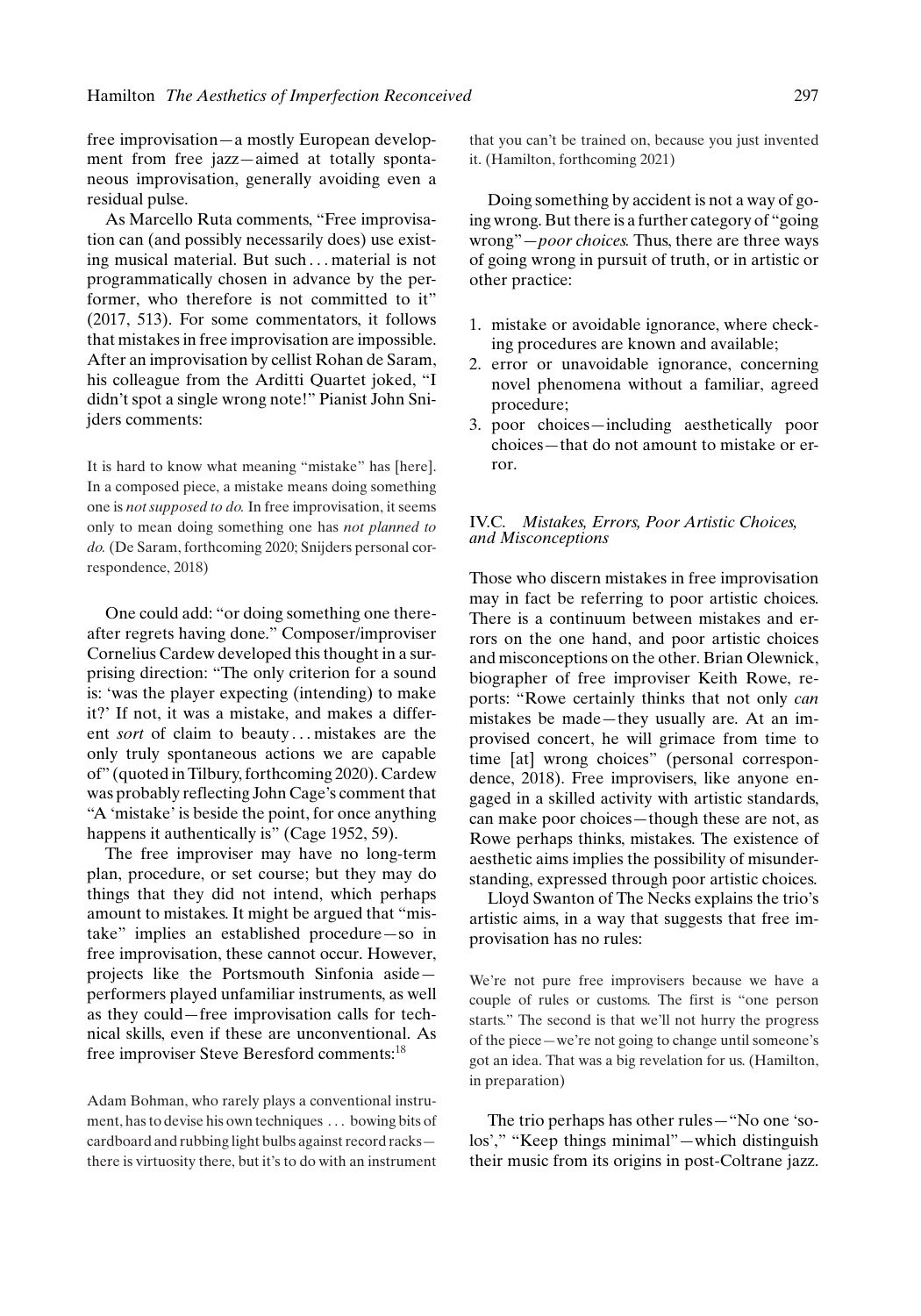free improvisation—a mostly European development from free jazz—aimed at totally spontaneous improvisation, generally avoiding even a residual pulse.

As Marcello Ruta comments, "Free improvisation can (and possibly necessarily does) use existing musical material. But such . . . material is not programmatically chosen in advance by the performer, who therefore is not committed to it" (2017, 513). For some commentators, it follows that mistakes in free improvisation are impossible. After an improvisation by cellist Rohan de Saram, his colleague from the Arditti Quartet joked, "I didn't spot a single wrong note!" Pianist John Snijders comments:

> It is hard to know what meaning "mistake" has [here]. In a composed piece, a mistake means doing something one is *not supposed to do.* In free improvisation, it seems only to mean doing something one has *not planned to do.* (De Saram, forthcoming 2020; Snijders personal correspondence, 2018)

One could add: "or doing something one thereafter regrets having done." Composer/improviser Cornelius Cardew developed this thought in a surprising direction: "The only criterion for a sound is: 'was the player expecting (intending) to make it?' If not, it was a mistake, and makes a different *sort* of claim to beauty . . . mistakes are the only truly spontaneous actions we are capable of" (quoted in Tilbury, forthcoming 2020). Cardew was probably reflecting John Cage's comment that "A 'mistake' is beside the point, for once anything happens it authentically is" (Cage 1952, 59).

The free improviser may have no long-term plan, procedure, or set course; but they may do things that they did not intend, which perhaps amount to mistakes. It might be argued that "mistake" implies an established procedure—so in free improvisation, these cannot occur. However, projects like the Portsmouth Sinfonia aside—performers played unfamiliar instruments, as well as they could—free improvisation calls for technical skills, even if these are unconventional. As free improviser Steve Beresford comments:[18]

> Adam Bohman, who rarely plays a conventional instrument, has to devise his own techniques . . . bowing bits of cardboard and rubbing light bulbs against record racks—there is virtuosity there, but it's to do with an instrument that you can't be trained on, because you just invented it. (Hamilton, forthcoming 2021)

Doing something by accident is not a way of going wrong. But there is a further category of "going wrong"—*poor choices.* Thus, there are three ways of going wrong in pursuit of truth, or in artistic or other practice:

1. mistake or avoidable ignorance, where checking procedures are known and available;
2. error or unavoidable ignorance, concerning novel phenomena without a familiar, agreed procedure;
3. poor choices—including aesthetically poor choices—that do not amount to mistake or error.

### IV.C. *Mistakes, Errors, Poor Artistic Choices, and Misconceptions*

Those who discern mistakes in free improvisation may in fact be referring to poor artistic choices. There is a continuum between mistakes and errors on the one hand, and poor artistic choices and misconceptions on the other. Brian Olewnick, biographer of free improviser Keith Rowe, reports: "Rowe certainly thinks that not only *can* mistakes be made—they usually are. At an improvised concert, he will grimace from time to time [at] wrong choices" (personal correspondence, 2018). Free improvisers, like anyone engaged in a skilled activity with artistic standards, can make poor choices—though these are not, as Rowe perhaps thinks, mistakes. The existence of aesthetic aims implies the possibility of misunderstanding, expressed through poor artistic choices.

Lloyd Swanton of The Necks explains the trio's artistic aims, in a way that suggests that free improvisation has no rules:

> We're not pure free improvisers because we have a couple of rules or customs. The first is "one person starts." The second is that we'll not hurry the progress of the piece—we're not going to change until someone's got an idea. That was a big revelation for us. (Hamilton, in preparation)

The trio perhaps has other rules—"No one 'solos'," "Keep things minimal"—which distinguish their music from its origins in post-Coltrane jazz.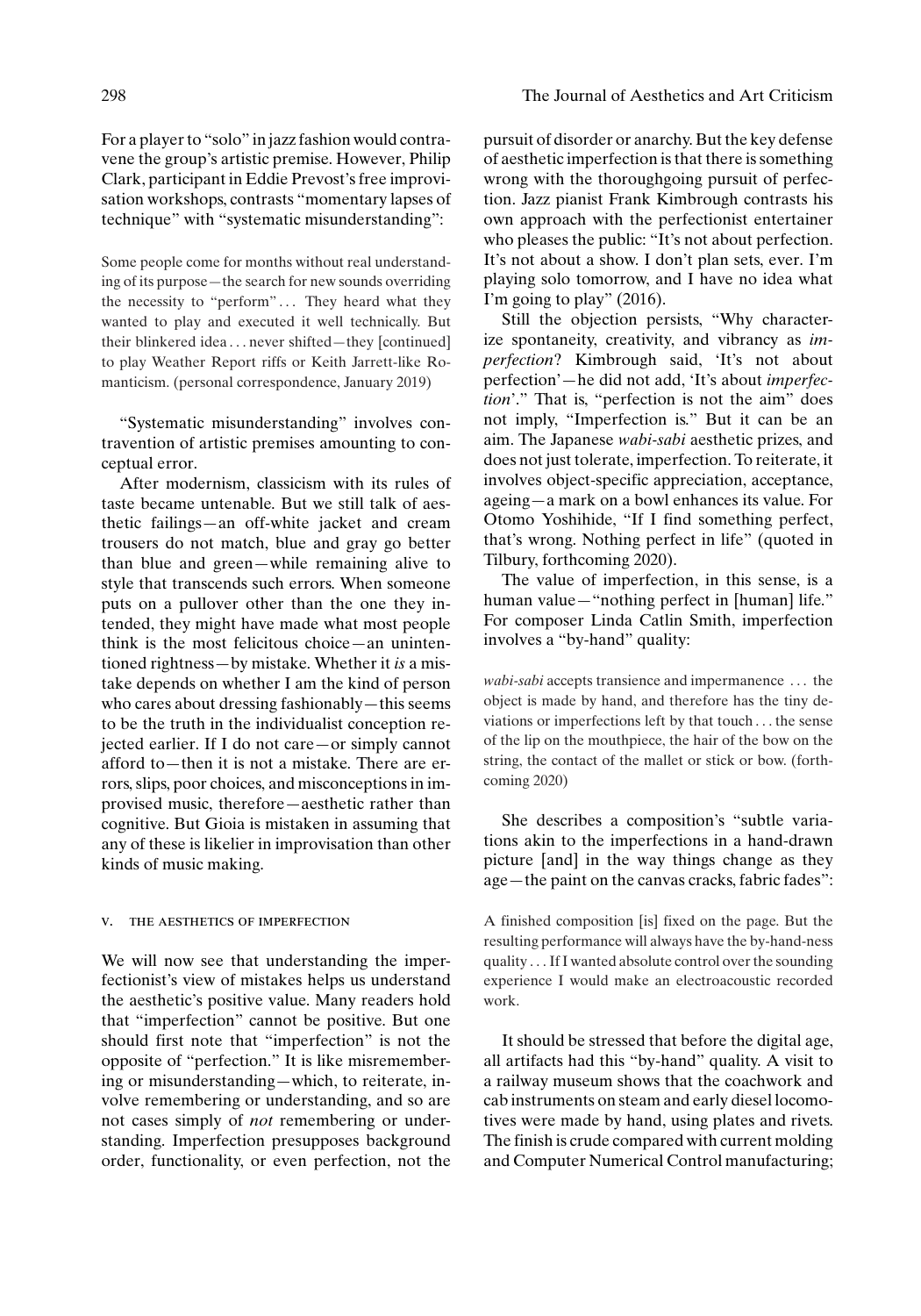For a player to "solo" in jazz fashion would contravene the group's artistic premise. However, Philip Clark, participant in Eddie Prevost's free improvisation workshops, contrasts "momentary lapses of technique" with "systematic misunderstanding":

> Some people come for months without real understanding of its purpose—the search for new sounds overriding the necessity to "perform" . . . They heard what they wanted to play and executed it well technically. But their blinkered idea . . . never shifted—they [continued] to play Weather Report riffs or Keith Jarrett-like Romanticism. (personal correspondence, January 2019)

"Systematic misunderstanding" involves contravention of artistic premises amounting to conceptual error.

After modernism, classicism with its rules of taste became untenable. But we still talk of aesthetic failings—an off-white jacket and cream trousers do not match, blue and gray go better than blue and green—while remaining alive to style that transcends such errors. When someone puts on a pullover other than the one they intended, they might have made what most people think is the most felicitous choice—an unintentioned rightness—by mistake. Whether it *is* a mistake depends on whether I am the kind of person who cares about dressing fashionably—this seems to be the truth in the individualist conception rejected earlier. If I do not care—or simply cannot afford to—then it is not a mistake. There are errors, slips, poor choices, and misconceptions in improvised music, therefore—aesthetic rather than cognitive. But Gioia is mistaken in assuming that any of these is likelier in improvisation than other kinds of music making.

## V. THE AESTHETICS OF IMPERFECTION

We will now see that understanding the imperfectionist's view of mistakes helps us understand the aesthetic's positive value. Many readers hold that "imperfection" cannot be positive. But one should first note that "imperfection" is not the opposite of "perfection." It is like misremembering or misunderstanding—which, to reiterate, involve remembering or understanding, and so are not cases simply of *not* remembering or understanding. Imperfection presupposes background order, functionality, or even perfection, not the pursuit of disorder or anarchy. But the key defense of aesthetic imperfection is that there is something wrong with the thoroughgoing pursuit of perfection. Jazz pianist Frank Kimbrough contrasts his own approach with the perfectionist entertainer who pleases the public: "It's not about perfection. It's not about a show. I don't plan sets, ever. I'm playing solo tomorrow, and I have no idea what I'm going to play" (2016).

Still the objection persists, "Why characterize spontaneity, creativity, and vibrancy as *imperfection*? Kimbrough said, 'It's not about perfection'—he did not add, 'It's about *imperfection*'." That is, "perfection is not the aim" does not imply, "Imperfection is." But it can be an aim. The Japanese *wabi-sabi* aesthetic prizes, and does not just tolerate, imperfection. To reiterate, it involves object-specific appreciation, acceptance, ageing—a mark on a bowl enhances its value. For Otomo Yoshihide, "If I find something perfect, that's wrong. Nothing perfect in life" (quoted in Tilbury, forthcoming 2020).

The value of imperfection, in this sense, is a human value—"nothing perfect in [human] life." For composer Linda Catlin Smith, imperfection involves a "by-hand" quality:

> *wabi-sabi* accepts transience and impermanence . . . the object is made by hand, and therefore has the tiny deviations or imperfections left by that touch . . . the sense of the lip on the mouthpiece, the hair of the bow on the string, the contact of the mallet or stick or bow. (forthcoming 2020)

She describes a composition's "subtle variations akin to the imperfections in a hand-drawn picture [and] in the way things change as they age—the paint on the canvas cracks, fabric fades":

> A finished composition [is] fixed on the page. But the resulting performance will always have the by-hand-ness quality . . . If I wanted absolute control over the sounding experience I would make an electroacoustic recorded work.

It should be stressed that before the digital age, all artifacts had this "by-hand" quality. A visit to a railway museum shows that the coachwork and cab instruments on steam and early diesel locomotives were made by hand, using plates and rivets. The finish is crude compared with current molding and Computer Numerical Control manufacturing;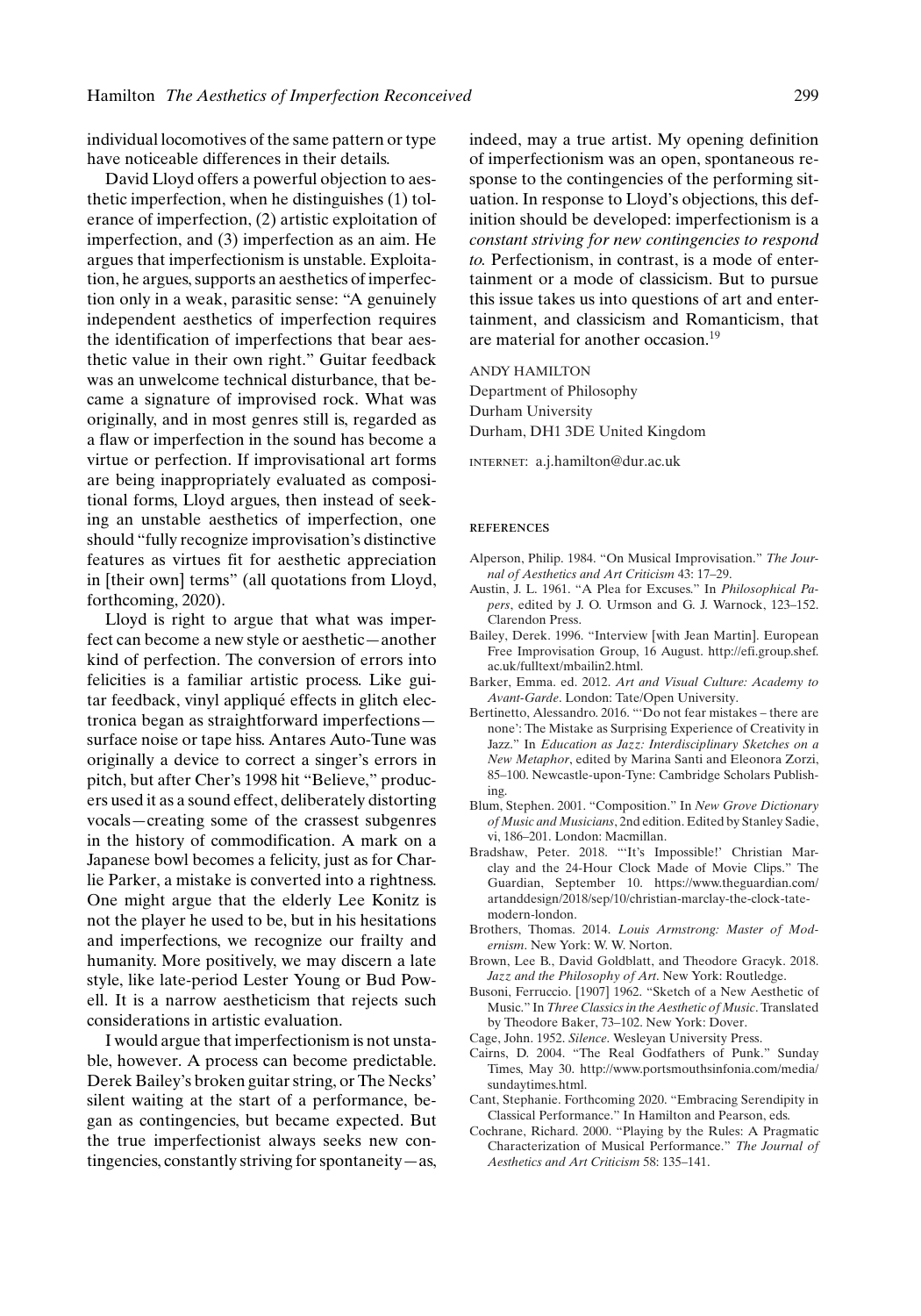individual locomotives of the same pattern or type have noticeable differences in their details.

David Lloyd offers a powerful objection to aesthetic imperfection, when he distinguishes (1) tolerance of imperfection, (2) artistic exploitation of imperfection, and (3) imperfection as an aim. He argues that imperfectionism is unstable. Exploitation, he argues, supports an aesthetics of imperfection only in a weak, parasitic sense: "A genuinely independent aesthetics of imperfection requires the identification of imperfections that bear aesthetic value in their own right." Guitar feedback was an unwelcome technical disturbance, that became a signature of improvised rock. What was originally, and in most genres still is, regarded as a flaw or imperfection in the sound has become a virtue or perfection. If improvisational art forms are being inappropriately evaluated as compositional forms, Lloyd argues, then instead of seeking an unstable aesthetics of imperfection, one should "fully recognize improvisation's distinctive features as virtues fit for aesthetic appreciation in [their own] terms" (all quotations from Lloyd, forthcoming, 2020).

Lloyd is right to argue that what was imperfect can become a new style or aesthetic—another kind of perfection. The conversion of errors into felicities is a familiar artistic process. Like guitar feedback, vinyl appliqué effects in glitch electronica began as straightforward imperfections—surface noise or tape hiss. Antares Auto-Tune was originally a device to correct a singer's errors in pitch, but after Cher's 1998 hit "Believe," producers used it as a sound effect, deliberately distorting vocals—creating some of the crassest subgenres in the history of commodification. A mark on a Japanese bowl becomes a felicity, just as for Charlie Parker, a mistake is converted into a rightness. One might argue that the elderly Lee Konitz is not the player he used to be, but in his hesitations and imperfections, we recognize our frailty and humanity. More positively, we may discern a late style, like late-period Lester Young or Bud Powell. It is a narrow aestheticism that rejects such considerations in artistic evaluation.

I would argue that imperfectionism is not unstable, however. A process can become predictable. Derek Bailey's broken guitar string, or The Necks' silent waiting at the start of a performance, began as contingencies, but became expected. But the true imperfectionist always seeks new contingencies, constantly striving for spontaneity—as, indeed, may a true artist. My opening definition of imperfectionism was an open, spontaneous response to the contingencies of the performing situation. In response to Lloyd's objections, this definition should be developed: imperfectionism is a *constant striving for new contingencies to respond to*. Perfectionism, in contrast, is a mode of entertainment or a mode of classicism. But to pursue this issue takes us into questions of art and entertainment, and classicism and Romanticism, that are material for another occasion.[19]

ANDY HAMILTON
Department of Philosophy
Durham University
Durham, DH1 3DE United Kingdom

INTERNET: a.j.hamilton@dur.ac.uk

## REFERENCES

Alperson, Philip. 1984. "On Musical Improvisation." *The Journal of Aesthetics and Art Criticism* 43: 17–29.

Austin, J. L. 1961. "A Plea for Excuses." In *Philosophical Papers*, edited by J. O. Urmson and G. J. Warnock, 123–152. Clarendon Press.

Bailey, Derek. 1996. "Interview [with Jean Martin]. European Free Improvisation Group, 16 August. http://efi.group.shef.ac.uk/fulltext/mbailin2.html.

Barker, Emma. ed. 2012. *Art and Visual Culture: Academy to Avant-Garde*. London: Tate/Open University.

Bertinetto, Alessandro. 2016. "'Do not fear mistakes – there are none': The Mistake as Surprising Experience of Creativity in Jazz." In *Education as Jazz: Interdisciplinary Sketches on a New Metaphor*, edited by Marina Santi and Eleonora Zorzi, 85–100. Newcastle-upon-Tyne: Cambridge Scholars Publishing.

Blum, Stephen. 2001. "Composition." In *New Grove Dictionary of Music and Musicians*, 2nd edition. Edited by Stanley Sadie, vi, 186–201. London: Macmillan.

Bradshaw, Peter. 2018. "'It's Impossible!' Christian Marclay and the 24-Hour Clock Made of Movie Clips." The Guardian, September 10. https://www.theguardian.com/artanddesign/2018/sep/10/christian-marclay-the-clock-tate-modern-london.

Brothers, Thomas. 2014. *Louis Armstrong: Master of Modernism*. New York: W. W. Norton.

Brown, Lee B., David Goldblatt, and Theodore Gracyk. 2018. *Jazz and the Philosophy of Art*. New York: Routledge.

Busoni, Ferruccio. [1907] 1962. "Sketch of a New Aesthetic of Music." In *Three Classics in the Aesthetic of Music*. Translated by Theodore Baker, 73–102. New York: Dover.

Cage, John. 1952. *Silence*. Wesleyan University Press.

Cairns, D. 2004. "The Real Godfathers of Punk." Sunday Times, May 30. http://www.portsmouthsinfonia.com/media/sundaytimes.html.

Cant, Stephanie. Forthcoming 2020. "Embracing Serendipity in Classical Performance." In Hamilton and Pearson, eds.

Cochrane, Richard. 2000. "Playing by the Rules: A Pragmatic Characterization of Musical Performance." *The Journal of Aesthetics and Art Criticism* 58: 135–141.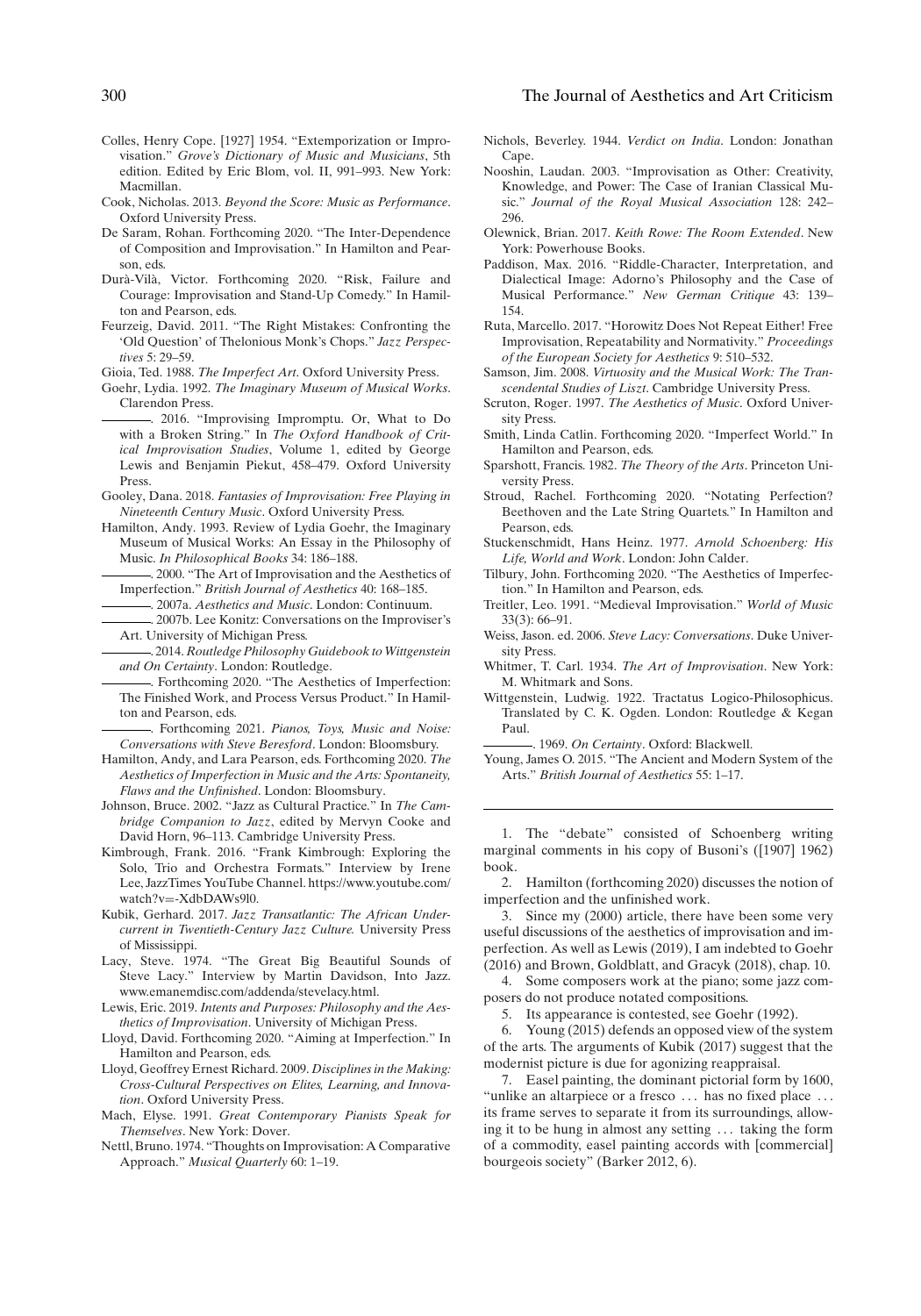Colles, Henry Cope. [1927] 1954. "Extemporization or Improvisation." *Grove's Dictionary of Music and Musicians*, 5th edition. Edited by Eric Blom, vol. II, 991–993. New York: Macmillan.

Cook, Nicholas. 2013. *Beyond the Score: Music as Performance*. Oxford University Press.

De Saram, Rohan. Forthcoming 2020. "The Inter-Dependence of Composition and Improvisation." In Hamilton and Pearson, eds.

Durà-Vilà, Victor. Forthcoming 2020. "Risk, Failure and Courage: Improvisation and Stand-Up Comedy." In Hamilton and Pearson, eds.

Feurzeig, David. 2011. "The Right Mistakes: Confronting the 'Old Question' of Thelonious Monk's Chops." *Jazz Perspectives* 5: 29–59.

Gioia, Ted. 1988. *The Imperfect Art*. Oxford University Press.

Goehr, Lydia. 1992. *The Imaginary Museum of Musical Works*. Clarendon Press.

———. 2016. "Improvising Impromptu. Or, What to Do with a Broken String." In *The Oxford Handbook of Critical Improvisation Studies*, Volume 1, edited by George Lewis and Benjamin Piekut, 458–479. Oxford University Press.

Gooley, Dana. 2018. *Fantasies of Improvisation: Free Playing in Nineteenth Century Music*. Oxford University Press.

Hamilton, Andy. 1993. Review of Lydia Goehr, the Imaginary Museum of Musical Works: An Essay in the Philosophy of Music. *In Philosophical Books* 34: 186–188.

———. 2000. "The Art of Improvisation and the Aesthetics of Imperfection." *British Journal of Aesthetics* 40: 168–185.

———. 2007a. *Aesthetics and Music*. London: Continuum.

———. 2007b. Lee Konitz: Conversations on the Improviser's Art. University of Michigan Press.

———. 2014. *Routledge Philosophy Guidebook to Wittgenstein and On Certainty*. London: Routledge.

———. Forthcoming 2020. "The Aesthetics of Imperfection: The Finished Work, and Process Versus Product." In Hamilton and Pearson, eds.

———. Forthcoming 2021. *Pianos, Toys, Music and Noise: Conversations with Steve Beresford*. London: Bloomsbury.

Hamilton, Andy, and Lara Pearson, eds. Forthcoming 2020. *The Aesthetics of Imperfection in Music and the Arts: Spontaneity, Flaws and the Unfinished*. London: Bloomsbury.

Johnson, Bruce. 2002. "Jazz as Cultural Practice." In *The Cambridge Companion to Jazz*, edited by Mervyn Cooke and David Horn, 96–113. Cambridge University Press.

Kimbrough, Frank. 2016. "Frank Kimbrough: Exploring the Solo, Trio and Orchestra Formats." Interview by Irene Lee, JazzTimes YouTube Channel. https://www.youtube.com/watch?v=-XdbDAWs9l0.

Kubik, Gerhard. 2017. *Jazz Transatlantic: The African Undercurrent in Twentieth-Century Jazz Culture.* University Press of Mississippi.

Lacy, Steve. 1974. "The Great Big Beautiful Sounds of Steve Lacy." Interview by Martin Davidson, Into Jazz. www.emanemdisc.com/addenda/stevelacy.html.

Lewis, Eric. 2019. *Intents and Purposes: Philosophy and the Aesthetics of Improvisation*. University of Michigan Press.

Lloyd, David. Forthcoming 2020. "Aiming at Imperfection." In Hamilton and Pearson, eds.

Lloyd, Geoffrey Ernest Richard. 2009. *Disciplines in the Making: Cross-Cultural Perspectives on Elites, Learning, and Innovation*. Oxford University Press.

Mach, Elyse. 1991. *Great Contemporary Pianists Speak for Themselves*. New York: Dover.

Nettl, Bruno. 1974. "Thoughts on Improvisation: A Comparative Approach." *Musical Quarterly* 60: 1–19.

Nichols, Beverley. 1944. *Verdict on India*. London: Jonathan Cape.

Nooshin, Laudan. 2003. "Improvisation as Other: Creativity, Knowledge, and Power: The Case of Iranian Classical Music." *Journal of the Royal Musical Association* 128: 242–296.

Olewnick, Brian. 2017. *Keith Rowe: The Room Extended*. New York: Powerhouse Books.

Paddison, Max. 2016. "Riddle-Character, Interpretation, and Dialectical Image: Adorno's Philosophy and the Case of Musical Performance." *New German Critique* 43: 139–154.

Ruta, Marcello. 2017. "Horowitz Does Not Repeat Either! Free Improvisation, Repeatability and Normativity." *Proceedings of the European Society for Aesthetics* 9: 510–532.

Samson, Jim. 2008. *Virtuosity and the Musical Work: The Transcendental Studies of Liszt*. Cambridge University Press.

Scruton, Roger. 1997. *The Aesthetics of Music*. Oxford University Press.

Smith, Linda Catlin. Forthcoming 2020. "Imperfect World." In Hamilton and Pearson, eds.

Sparshott, Francis. 1982. *The Theory of the Arts*. Princeton University Press.

Stroud, Rachel. Forthcoming 2020. "Notating Perfection? Beethoven and the Late String Quartets." In Hamilton and Pearson, eds.

Stuckenschmidt, Hans Heinz. 1977. *Arnold Schoenberg: His Life, World and Work*. London: John Calder.

Tilbury, John. Forthcoming 2020. "The Aesthetics of Imperfection." In Hamilton and Pearson, eds.

Treitler, Leo. 1991. "Medieval Improvisation." *World of Music* 33(3): 66–91.

Weiss, Jason. ed. 2006. *Steve Lacy: Conversations*. Duke University Press.

Whitmer, T. Carl. 1934. *The Art of Improvisation*. New York: M. Whitmark and Sons.

Wittgenstein, Ludwig. 1922. Tractatus Logico-Philosophicus. Translated by C. K. Ogden. London: Routledge & Kegan Paul.

———. 1969. *On Certainty*. Oxford: Blackwell.

Young, James O. 2015. "The Ancient and Modern System of the Arts." *British Journal of Aesthetics* 55: 1–17.

---

1. The "debate" consisted of Schoenberg writing marginal comments in his copy of Busoni's ([1907] 1962) book.

2. Hamilton (forthcoming 2020) discusses the notion of imperfection and the unfinished work.

3. Since my (2000) article, there have been some very useful discussions of the aesthetics of improvisation and imperfection. As well as Lewis (2019), I am indebted to Goehr (2016) and Brown, Goldblatt, and Gracyk (2018), chap. 10.

4. Some composers work at the piano; some jazz composers do not produce notated compositions.

5. Its appearance is contested, see Goehr (1992).

6. Young (2015) defends an opposed view of the system of the arts. The arguments of Kubik (2017) suggest that the modernist picture is due for agonizing reappraisal.

7. Easel painting, the dominant pictorial form by 1600, "unlike an altarpiece or a fresco ... has no fixed place ... its frame serves to separate it from its surroundings, allowing it to be hung in almost any setting ... taking the form of a commodity, easel painting accords with [commercial] bourgeois society" (Barker 2012, 6).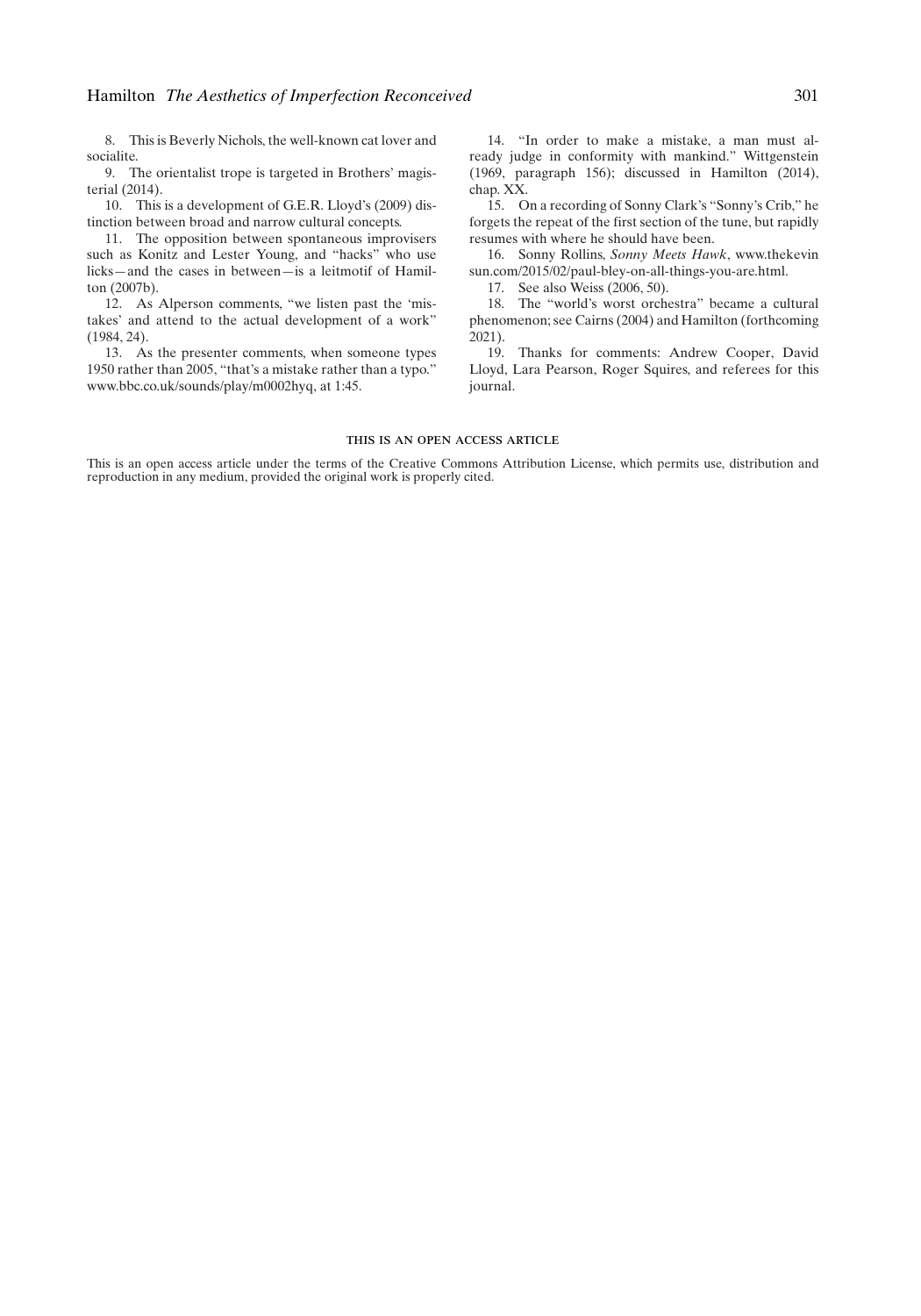8. This is Beverly Nichols, the well-known cat lover and socialite.

9. The orientalist trope is targeted in Brothers' magisterial (2014).

10. This is a development of G.E.R. Lloyd's (2009) distinction between broad and narrow cultural concepts.

11. The opposition between spontaneous improvisers such as Konitz and Lester Young, and "hacks" who use licks—and the cases in between—is a leitmotif of Hamilton (2007b).

12. As Alperson comments, "we listen past the 'mistakes' and attend to the actual development of a work" (1984, 24).

13. As the presenter comments, when someone types 1950 rather than 2005, "that's a mistake rather than a typo." www.bbc.co.uk/sounds/play/m0002hyq, at 1:45.

14. "In order to make a mistake, a man must already judge in conformity with mankind." Wittgenstein (1969, paragraph 156); discussed in Hamilton (2014), chap. XX.

15. On a recording of Sonny Clark's "Sonny's Crib," he forgets the repeat of the first section of the tune, but rapidly resumes with where he should have been.

16. Sonny Rollins, *Sonny Meets Hawk*, www.thekevinsun.com/2015/02/paul-bley-on-all-things-you-are.html.

17. See also Weiss (2006, 50).

18. The "world's worst orchestra" became a cultural phenomenon; see Cairns (2004) and Hamilton (forthcoming 2021).

19. Thanks for comments: Andrew Cooper, David Lloyd, Lara Pearson, Roger Squires, and referees for this journal.

## THIS IS AN OPEN ACCESS ARTICLE

This is an open access article under the terms of the Creative Commons Attribution License, which permits use, distribution and reproduction in any medium, provided the original work is properly cited.